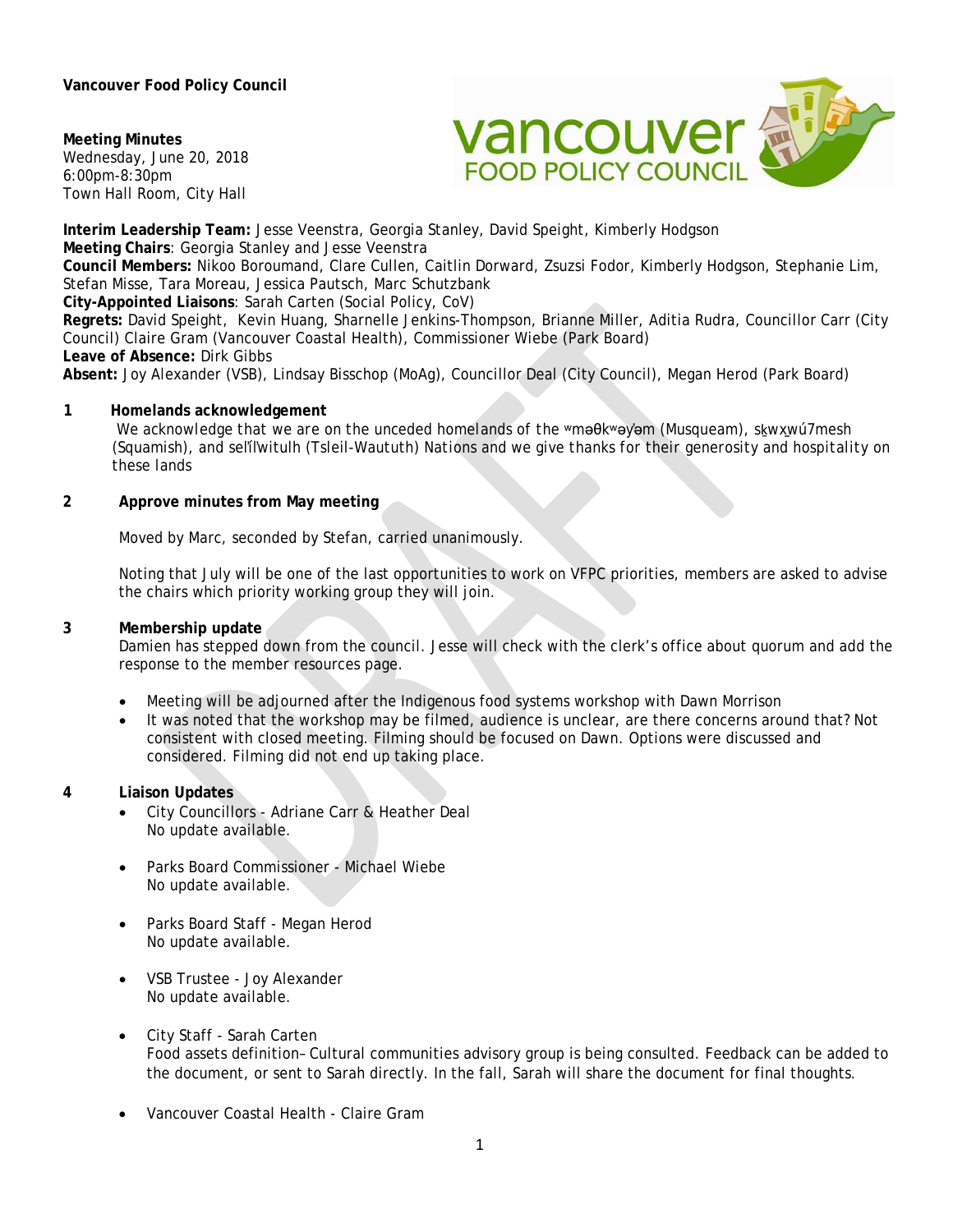**Vancouver Food Policy Council**

**Meeting Minutes**
Wednesday, June 20, 2018
6:00pm-8:30pm
Town Hall Room, City Hall

**Interim Leadership Team:** Jesse Veenstra, Georgia Stanley, David Speight, Kimberly Hodgson
**Meeting Chairs**: Georgia Stanley and Jesse Veenstra
**Council Members:** Nikoo Boroumand, Clare Cullen, Caitlin Dorward, Zsuzsi Fodor, Kimberly Hodgson, Stephanie Lim, Stefan Misse, Tara Moreau, Jessica Pautsch, Marc Schutzbank
**City-Appointed Liaisons**: Sarah Carten (Social Policy, CoV)
**Regrets:** David Speight, Kevin Huang, Sharnelle Jenkins-Thompson, Brianne Miller, Aditia Rudra, Councillor Carr (City Council) Claire Gram (Vancouver Coastal Health), Commissioner Wiebe (Park Board)
**Leave of Absence:** Dirk Gibbs
**Absent:** Joy Alexander (VSB), Lindsay Bisschop (MoAg), Councillor Deal (City Council), Megan Herod (Park Board)

**1 Homelands acknowledgement**

We acknowledge that we are on the unceded homelands of the ʷməθkʷəy̓əm (Musqueam), sḵwx̱wú7mesh (Squamish), and səl̓ílwitulh (Tsleil-Waututh) Nations and we give thanks for their generosity and hospitality on these lands

**2 Approve minutes from May meeting**

Moved by Marc, seconded by Stefan, carried unanimously.

Noting that July will be one of the last opportunities to work on VFPC priorities, members are asked to advise the chairs which priority working group they will join.

**3 Membership update**

Damien has stepped down from the council. Jesse will check with the clerk's office about quorum and add the response to the member resources page.

- Meeting will be adjourned after the Indigenous food systems workshop with Dawn Morrison
- It was noted that the workshop may be filmed, audience is unclear, are there concerns around that? Not consistent with closed meeting. Filming should be focused on Dawn. Options were discussed and considered. Filming did not end up taking place.

**4 Liaison Updates**

- City Councillors - Adriane Carr & Heather Deal
  No update available.

- Parks Board Commissioner - Michael Wiebe
  No update available.

- Parks Board Staff - Megan Herod
  No update available.

- VSB Trustee - Joy Alexander
  No update available.

- City Staff - Sarah Carten
  Food assets definition– Cultural communities advisory group is being consulted. Feedback can be added to the document, or sent to Sarah directly. In the fall, Sarah will share the document for final thoughts.

- Vancouver Coastal Health - Claire Gram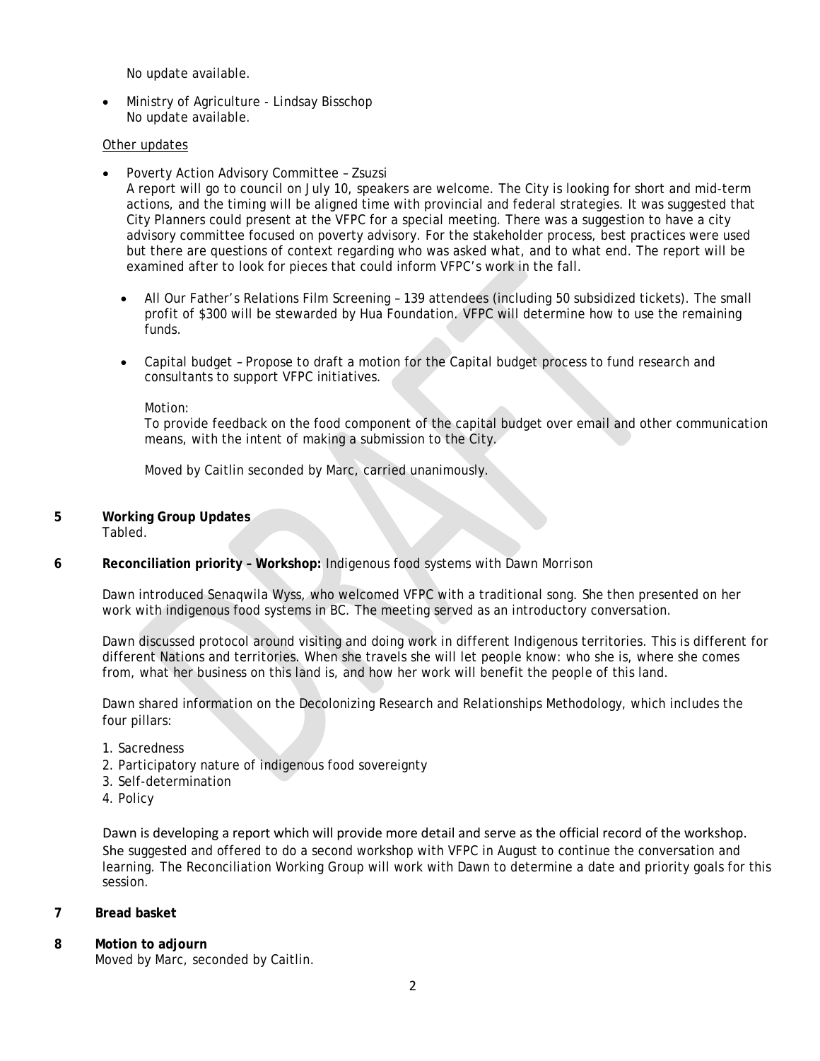No update available.

- Ministry of Agriculture - Lindsay Bisschop
  No update available.

Other updates

- Poverty Action Advisory Committee – Zsuzsi
  A report will go to council on July 10, speakers are welcome. The City is looking for short and mid-term actions, and the timing will be aligned time with provincial and federal strategies. It was suggested that City Planners could present at the VFPC for a special meeting. There was a suggestion to have a city advisory committee focused on poverty advisory. For the stakeholder process, best practices were used but there are questions of context regarding who was asked what, and to what end. The report will be examined after to look for pieces that could inform VFPC's work in the fall.

  - All Our Father's Relations Film Screening – 139 attendees (including 50 subsidized tickets). The small profit of $300 will be stewarded by Hua Foundation. VFPC will determine how to use the remaining funds.

  - Capital budget – Propose to draft a motion for the Capital budget process to fund research and consultants to support VFPC initiatives.

    Motion:
    To provide feedback on the food component of the capital budget over email and other communication means, with the intent of making a submission to the City.

    Moved by Caitlin seconded by Marc, carried unanimously.

**5 Working Group Updates**
Tabled.

**6 Reconciliation priority – Workshop:** Indigenous food systems with Dawn Morrison

Dawn introduced Senaqwila Wyss, who welcomed VFPC with a traditional song. She then presented on her work with indigenous food systems in BC. The meeting served as an introductory conversation.

Dawn discussed protocol around visiting and doing work in different Indigenous territories. This is different for different Nations and territories. When she travels she will let people know: who she is, where she comes from, what her business on this land is, and how her work will benefit the people of this land.

Dawn shared information on the Decolonizing Research and Relationships Methodology, which includes the four pillars:

1. Sacredness
2. Participatory nature of indigenous food sovereignty
3. Self-determination
4. Policy

Dawn is developing a report which will provide more detail and serve as the official record of the workshop. She suggested and offered to do a second workshop with VFPC in August to continue the conversation and learning. The Reconciliation Working Group will work with Dawn to determine a date and priority goals for this session.

**7 Bread basket**

**8 Motion to adjourn**
Moved by Marc, seconded by Caitlin.